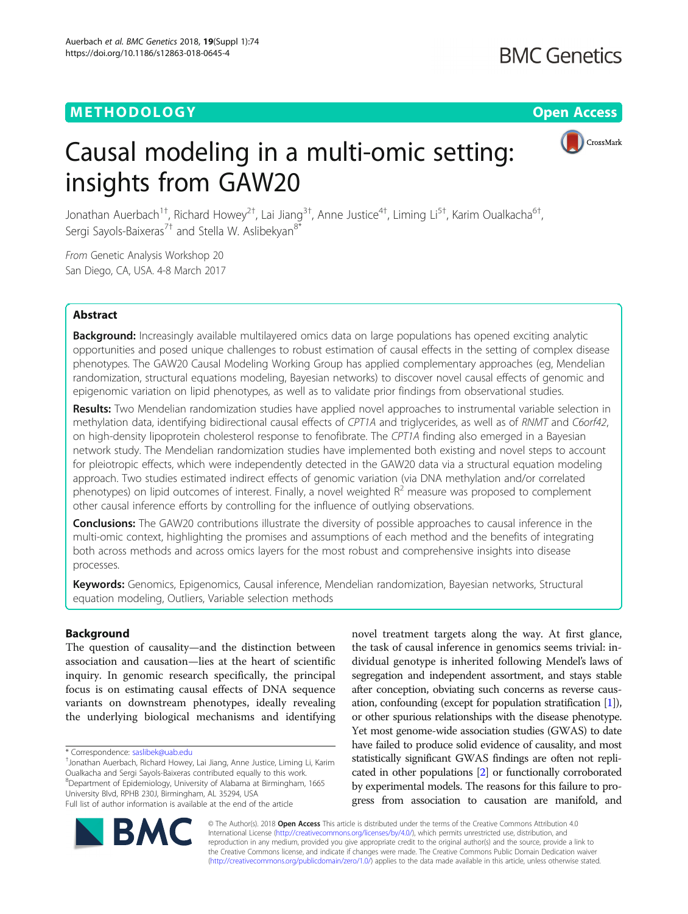METHODOLOGY

Open Access

# Causal modeling in a multi-omic setting: insights from GAW20

Jonathan Auerbach[1†], Richard Howey[2†], Lai Jiang[3†], Anne Justice[4†], Liming Li[5†], Karim Oualkacha[6†], Sergi Sayols-Baixeras[7†] and Stella W. Aslibekyan[8*]

*From* Genetic Analysis Workshop 20
San Diego, CA, USA. 4-8 March 2017

## Abstract

**Background:** Increasingly available multilayered omics data on large populations has opened exciting analytic opportunities and posed unique challenges to robust estimation of causal effects in the setting of complex disease phenotypes. The GAW20 Causal Modeling Working Group has applied complementary approaches (eg, Mendelian randomization, structural equations modeling, Bayesian networks) to discover novel causal effects of genomic and epigenomic variation on lipid phenotypes, as well as to validate prior findings from observational studies.

**Results:** Two Mendelian randomization studies have applied novel approaches to instrumental variable selection in methylation data, identifying bidirectional causal effects of *CPT1A* and triglycerides, as well as of *RNMT* and *C6orf42*, on high-density lipoprotein cholesterol response to fenofibrate. The *CPT1A* finding also emerged in a Bayesian network study. The Mendelian randomization studies have implemented both existing and novel steps to account for pleiotropic effects, which were independently detected in the GAW20 data via a structural equation modeling approach. Two studies estimated indirect effects of genomic variation (via DNA methylation and/or correlated phenotypes) on lipid outcomes of interest. Finally, a novel weighted $R^2$ measure was proposed to complement other causal inference efforts by controlling for the influence of outlying observations.

**Conclusions:** The GAW20 contributions illustrate the diversity of possible approaches to causal inference in the multi-omic context, highlighting the promises and assumptions of each method and the benefits of integrating both across methods and across omics layers for the most robust and comprehensive insights into disease processes.

**Keywords:** Genomics, Epigenomics, Causal inference, Mendelian randomization, Bayesian networks, Structural equation modeling, Outliers, Variable selection methods

## Background

The question of causality—and the distinction between association and causation—lies at the heart of scientific inquiry. In genomic research specifically, the principal focus is on estimating causal effects of DNA sequence variants on downstream phenotypes, ideally revealing the underlying biological mechanisms and identifying novel treatment targets along the way. At first glance, the task of causal inference in genomics seems trivial: individual genotype is inherited following Mendel's laws of segregation and independent assortment, and stays stable after conception, obviating such concerns as reverse causation, confounding (except for population stratification [1]), or other spurious relationships with the disease phenotype. Yet most genome-wide association studies (GWAS) to date have failed to produce solid evidence of causality, and most statistically significant GWAS findings are often not replicated in other populations [2] or functionally corroborated by experimental models. The reasons for this failure to progress from association to causation are manifold, and

\* Correspondence: saslibek@uab.edu
†Jonathan Auerbach, Richard Howey, Lai Jiang, Anne Justice, Liming Li, Karim Oualkacha and Sergi Sayols-Baixeras contributed equally to this work.
[8]Department of Epidemiology, University of Alabama at Birmingham, 1665 University Blvd, RPHB 230J, Birmingham, AL 35294, USA
Full list of author information is available at the end of the article

© The Author(s). 2018 **Open Access** This article is distributed under the terms of the Creative Commons Attribution 4.0 International License (http://creativecommons.org/licenses/by/4.0/), which permits unrestricted use, distribution, and reproduction in any medium, provided you give appropriate credit to the original author(s) and the source, provide a link to the Creative Commons license, and indicate if changes were made. The Creative Commons Public Domain Dedication waiver (http://creativecommons.org/publicdomain/zero/1.0/) applies to the data made available in this article, unless otherwise stated.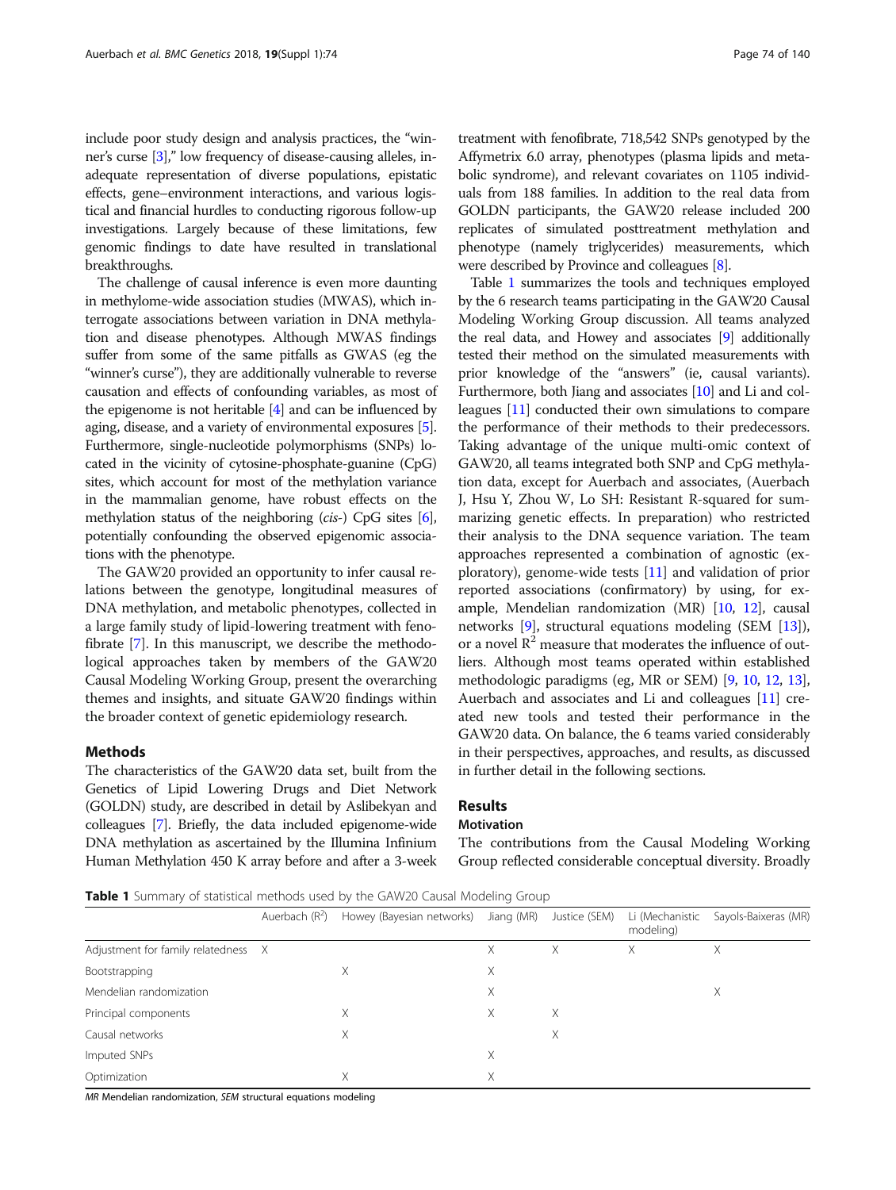include poor study design and analysis practices, the "winner's curse [3]," low frequency of disease-causing alleles, inadequate representation of diverse populations, epistatic effects, gene–environment interactions, and various logistical and financial hurdles to conducting rigorous follow-up investigations. Largely because of these limitations, few genomic findings to date have resulted in translational breakthroughs.

The challenge of causal inference is even more daunting in methylome-wide association studies (MWAS), which interrogate associations between variation in DNA methylation and disease phenotypes. Although MWAS findings suffer from some of the same pitfalls as GWAS (eg the "winner's curse"), they are additionally vulnerable to reverse causation and effects of confounding variables, as most of the epigenome is not heritable [4] and can be influenced by aging, disease, and a variety of environmental exposures [5]. Furthermore, single-nucleotide polymorphisms (SNPs) located in the vicinity of cytosine-phosphate-guanine (CpG) sites, which account for most of the methylation variance in the mammalian genome, have robust effects on the methylation status of the neighboring (*cis*-) CpG sites [6], potentially confounding the observed epigenomic associations with the phenotype.

The GAW20 provided an opportunity to infer causal relations between the genotype, longitudinal measures of DNA methylation, and metabolic phenotypes, collected in a large family study of lipid-lowering treatment with fenofibrate [7]. In this manuscript, we describe the methodological approaches taken by members of the GAW20 Causal Modeling Working Group, present the overarching themes and insights, and situate GAW20 findings within the broader context of genetic epidemiology research.

## Methods

The characteristics of the GAW20 data set, built from the Genetics of Lipid Lowering Drugs and Diet Network (GOLDN) study, are described in detail by Aslibekyan and colleagues [7]. Briefly, the data included epigenome-wide DNA methylation as ascertained by the Illumina Infinium Human Methylation 450 K array before and after a 3-week treatment with fenofibrate, 718,542 SNPs genotyped by the Affymetrix 6.0 array, phenotypes (plasma lipids and metabolic syndrome), and relevant covariates on 1105 individuals from 188 families. In addition to the real data from GOLDN participants, the GAW20 release included 200 replicates of simulated posttreatment methylation and phenotype (namely triglycerides) measurements, which were described by Province and colleagues [8].

Table 1 summarizes the tools and techniques employed by the 6 research teams participating in the GAW20 Causal Modeling Working Group discussion. All teams analyzed the real data, and Howey and associates [9] additionally tested their method on the simulated measurements with prior knowledge of the "answers" (ie, causal variants). Furthermore, both Jiang and associates [10] and Li and colleagues [11] conducted their own simulations to compare the performance of their methods to their predecessors. Taking advantage of the unique multi-omic context of GAW20, all teams integrated both SNP and CpG methylation data, except for Auerbach and associates, (Auerbach J, Hsu Y, Zhou W, Lo SH: Resistant R-squared for summarizing genetic effects. In preparation) who restricted their analysis to the DNA sequence variation. The team approaches represented a combination of agnostic (exploratory), genome-wide tests [11] and validation of prior reported associations (confirmatory) by using, for example, Mendelian randomization (MR) [10, 12], causal networks [9], structural equations modeling (SEM [13]), or a novel $R^2$ measure that moderates the influence of outliers. Although most teams operated within established methodologic paradigms (eg, MR or SEM) [9, 10, 12, 13], Auerbach and associates and Li and colleagues [11] created new tools and tested their performance in the GAW20 data. On balance, the 6 teams varied considerably in their perspectives, approaches, and results, as discussed in further detail in the following sections.

## Results

### Motivation

The contributions from the Causal Modeling Working Group reflected considerable conceptual diversity. Broadly

**Table 1** Summary of statistical methods used by the GAW20 Causal Modeling Group

| | Auerbach ($R^2$) | Howey (Bayesian networks) | Jiang (MR) | Justice (SEM) | Li (Mechanistic modeling) | Sayols-Baixeras (MR) |
|---|---|---|---|---|---|---|
| Adjustment for family relatedness | X | | X | X | X | X |
| Bootstrapping | | X | X | | | |
| Mendelian randomization | | | X | | | X |
| Principal components | | X | X | X | | |
| Causal networks | | X | | X | | |
| Imputed SNPs | | | X | | | |
| Optimization | | X | X | | | |

*MR* Mendelian randomization, *SEM* structural equations modeling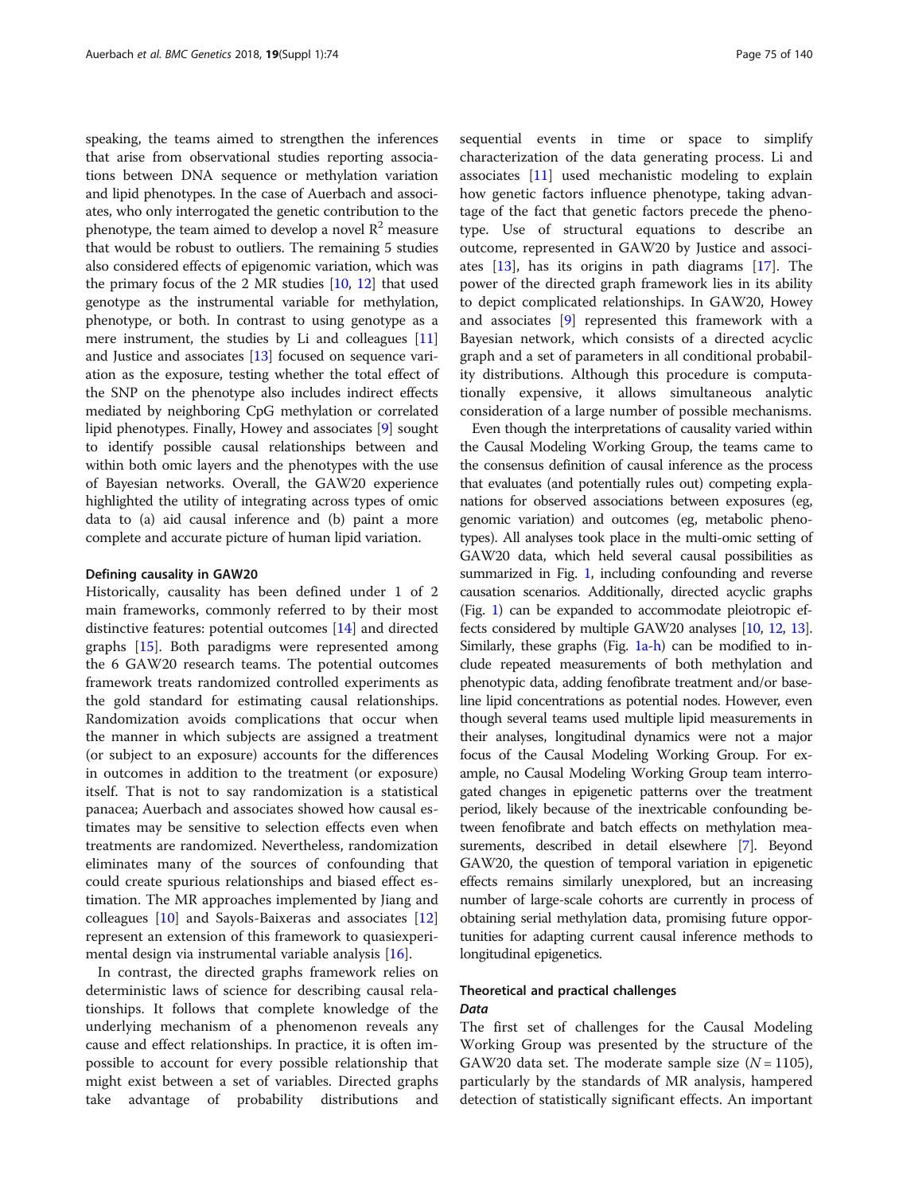speaking, the teams aimed to strengthen the inferences that arise from observational studies reporting associations between DNA sequence or methylation variation and lipid phenotypes. In the case of Auerbach and associates, who only interrogated the genetic contribution to the phenotype, the team aimed to develop a novel $R^2$ measure that would be robust to outliers. The remaining 5 studies also considered effects of epigenomic variation, which was the primary focus of the 2 MR studies [10, 12] that used genotype as the instrumental variable for methylation, phenotype, or both. In contrast to using genotype as a mere instrument, the studies by Li and colleagues [11] and Justice and associates [13] focused on sequence variation as the exposure, testing whether the total effect of the SNP on the phenotype also includes indirect effects mediated by neighboring CpG methylation or correlated lipid phenotypes. Finally, Howey and associates [9] sought to identify possible causal relationships between and within both omic layers and the phenotypes with the use of Bayesian networks. Overall, the GAW20 experience highlighted the utility of integrating across types of omic data to (a) aid causal inference and (b) paint a more complete and accurate picture of human lipid variation.

#### Defining causality in GAW20

Historically, causality has been defined under 1 of 2 main frameworks, commonly referred to by their most distinctive features: potential outcomes [14] and directed graphs [15]. Both paradigms were represented among the 6 GAW20 research teams. The potential outcomes framework treats randomized controlled experiments as the gold standard for estimating causal relationships. Randomization avoids complications that occur when the manner in which subjects are assigned a treatment (or subject to an exposure) accounts for the differences in outcomes in addition to the treatment (or exposure) itself. That is not to say randomization is a statistical panacea; Auerbach and associates showed how causal estimates may be sensitive to selection effects even when treatments are randomized. Nevertheless, randomization eliminates many of the sources of confounding that could create spurious relationships and biased effect estimation. The MR approaches implemented by Jiang and colleagues [10] and Sayols-Baixeras and associates [12] represent an extension of this framework to quasiexperimental design via instrumental variable analysis [16].

In contrast, the directed graphs framework relies on deterministic laws of science for describing causal relationships. It follows that complete knowledge of the underlying mechanism of a phenomenon reveals any cause and effect relationships. In practice, it is often impossible to account for every possible relationship that might exist between a set of variables. Directed graphs take advantage of probability distributions and sequential events in time or space to simplify characterization of the data generating process. Li and associates [11] used mechanistic modeling to explain how genetic factors influence phenotype, taking advantage of the fact that genetic factors precede the phenotype. Use of structural equations to describe an outcome, represented in GAW20 by Justice and associates [13], has its origins in path diagrams [17]. The power of the directed graph framework lies in its ability to depict complicated relationships. In GAW20, Howey and associates [9] represented this framework with a Bayesian network, which consists of a directed acyclic graph and a set of parameters in all conditional probability distributions. Although this procedure is computationally expensive, it allows simultaneous analytic consideration of a large number of possible mechanisms.

Even though the interpretations of causality varied within the Causal Modeling Working Group, the teams came to the consensus definition of causal inference as the process that evaluates (and potentially rules out) competing explanations for observed associations between exposures (eg, genomic variation) and outcomes (eg, metabolic phenotypes). All analyses took place in the multi-omic setting of GAW20 data, which held several causal possibilities as summarized in Fig. 1, including confounding and reverse causation scenarios. Additionally, directed acyclic graphs (Fig. 1) can be expanded to accommodate pleiotropic effects considered by multiple GAW20 analyses [10, 12, 13]. Similarly, these graphs (Fig. 1a-h) can be modified to include repeated measurements of both methylation and phenotypic data, adding fenofibrate treatment and/or baseline lipid concentrations as potential nodes. However, even though several teams used multiple lipid measurements in their analyses, longitudinal dynamics were not a major focus of the Causal Modeling Working Group. For example, no Causal Modeling Working Group team interrogated changes in epigenetic patterns over the treatment period, likely because of the inextricable confounding between fenofibrate and batch effects on methylation measurements, described in detail elsewhere [7]. Beyond GAW20, the question of temporal variation in epigenetic effects remains similarly unexplored, but an increasing number of large-scale cohorts are currently in process of obtaining serial methylation data, promising future opportunities for adapting current causal inference methods to longitudinal epigenetics.

### Theoretical and practical challenges

#### *Data*

The first set of challenges for the Causal Modeling Working Group was presented by the structure of the GAW20 data set. The moderate sample size ($N = 1105$), particularly by the standards of MR analysis, hampered detection of statistically significant effects. An important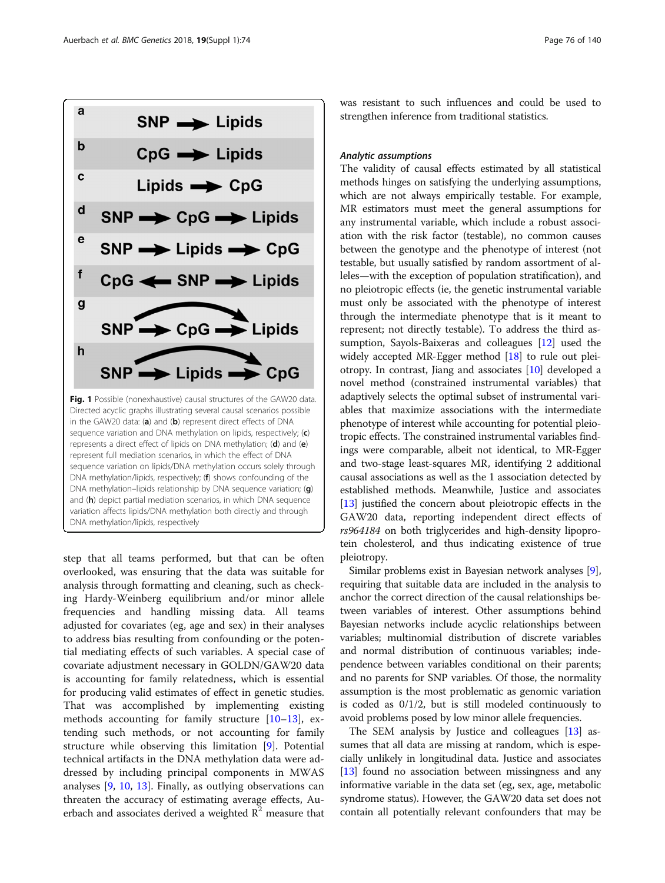a SNP → Lipids

b CpG → Lipids

c Lipids → CpG

d SNP → CpG → Lipids

e SNP → Lipids → CpG

f CpG ← SNP → Lipids

g SNP → CpG → Lipids

h SNP → Lipids → CpG

**Fig. 1** Possible (nonexhaustive) causal structures of the GAW20 data. Directed acyclic graphs illustrating several causal scenarios possible in the GAW20 data: (**a**) and (**b**) represent direct effects of DNA sequence variation and DNA methylation on lipids, respectively; (**c**) represents a direct effect of lipids on DNA methylation; (**d**) and (**e**) represent full mediation scenarios, in which the effect of DNA sequence variation on lipids/DNA methylation occurs solely through DNA methylation/lipids, respectively; (**f**) shows confounding of the DNA methylation–lipids relationship by DNA sequence variation; (**g**) and (**h**) depict partial mediation scenarios, in which DNA sequence variation affects lipids/DNA methylation both directly and through DNA methylation/lipids, respectively

step that all teams performed, but that can be often overlooked, was ensuring that the data was suitable for analysis through formatting and cleaning, such as checking Hardy-Weinberg equilibrium and/or minor allele frequencies and handling missing data. All teams adjusted for covariates (eg, age and sex) in their analyses to address bias resulting from confounding or the potential mediating effects of such variables. A special case of covariate adjustment necessary in GOLDN/GAW20 data is accounting for family relatedness, which is essential for producing valid estimates of effect in genetic studies. That was accomplished by implementing existing methods accounting for family structure [10–13], extending such methods, or not accounting for family structure while observing this limitation [9]. Potential technical artifacts in the DNA methylation data were addressed by including principal components in MWAS analyses [9, 10, 13]. Finally, as outlying observations can threaten the accuracy of estimating average effects, Auerbach and associates derived a weighted $R^2$ measure that was resistant to such influences and could be used to strengthen inference from traditional statistics.

#### *Analytic assumptions*

The validity of causal effects estimated by all statistical methods hinges on satisfying the underlying assumptions, which are not always empirically testable. For example, MR estimators must meet the general assumptions for any instrumental variable, which include a robust association with the risk factor (testable), no common causes between the genotype and the phenotype of interest (not testable, but usually satisfied by random assortment of alleles—with the exception of population stratification), and no pleiotropic effects (ie, the genetic instrumental variable must only be associated with the phenotype of interest through the intermediate phenotype that is it meant to represent; not directly testable). To address the third assumption, Sayols-Baixeras and colleagues [12] used the widely accepted MR-Egger method [18] to rule out pleiotropy. In contrast, Jiang and associates [10] developed a novel method (constrained instrumental variables) that adaptively selects the optimal subset of instrumental variables that maximize associations with the intermediate phenotype of interest while accounting for potential pleiotropic effects. The constrained instrumental variables findings were comparable, albeit not identical, to MR-Egger and two-stage least-squares MR, identifying 2 additional causal associations as well as the 1 association detected by established methods. Meanwhile, Justice and associates [13] justified the concern about pleiotropic effects in the GAW20 data, reporting independent direct effects of *rs964184* on both triglycerides and high-density lipoprotein cholesterol, and thus indicating existence of true pleiotropy.

Similar problems exist in Bayesian network analyses [9], requiring that suitable data are included in the analysis to anchor the correct direction of the causal relationships between variables of interest. Other assumptions behind Bayesian networks include acyclic relationships between variables; multinomial distribution of discrete variables and normal distribution of continuous variables; independence between variables conditional on their parents; and no parents for SNP variables. Of those, the normality assumption is the most problematic as genomic variation is coded as 0/1/2, but is still modeled continuously to avoid problems posed by low minor allele frequencies.

The SEM analysis by Justice and colleagues [13] assumes that all data are missing at random, which is especially unlikely in longitudinal data. Justice and associates [13] found no association between missingness and any informative variable in the data set (eg, sex, age, metabolic syndrome status). However, the GAW20 data set does not contain all potentially relevant confounders that may be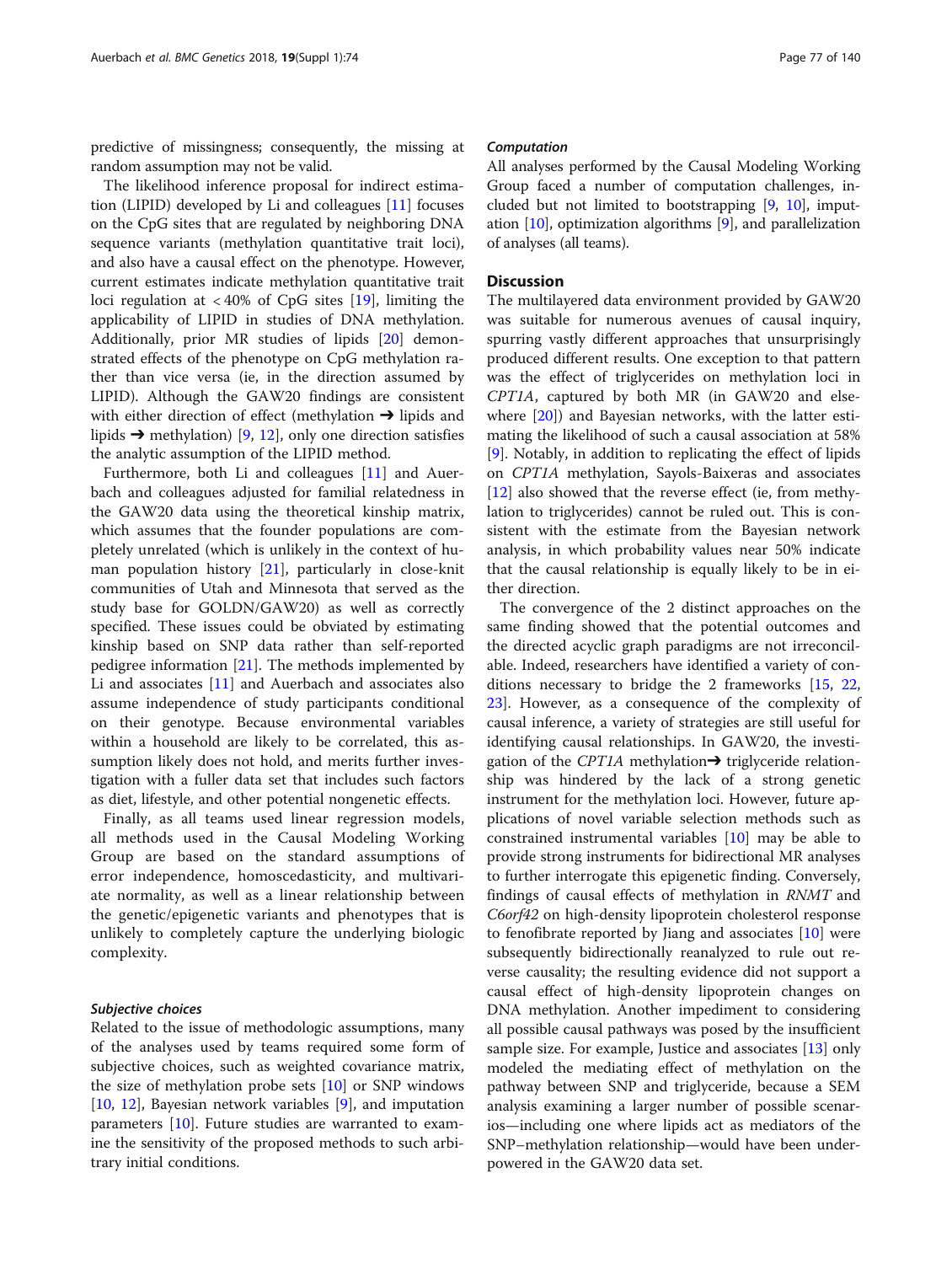predictive of missingness; consequently, the missing at random assumption may not be valid.

The likelihood inference proposal for indirect estimation (LIPID) developed by Li and colleagues [11] focuses on the CpG sites that are regulated by neighboring DNA sequence variants (methylation quantitative trait loci), and also have a causal effect on the phenotype. However, current estimates indicate methylation quantitative trait loci regulation at < 40% of CpG sites [19], limiting the applicability of LIPID in studies of DNA methylation. Additionally, prior MR studies of lipids [20] demonstrated effects of the phenotype on CpG methylation rather than vice versa (ie, in the direction assumed by LIPID). Although the GAW20 findings are consistent with either direction of effect (methylation ➔ lipids and lipids ➔ methylation) [9, 12], only one direction satisfies the analytic assumption of the LIPID method.

Furthermore, both Li and colleagues [11] and Auerbach and colleagues adjusted for familial relatedness in the GAW20 data using the theoretical kinship matrix, which assumes that the founder populations are completely unrelated (which is unlikely in the context of human population history [21], particularly in close-knit communities of Utah and Minnesota that served as the study base for GOLDN/GAW20) as well as correctly specified. These issues could be obviated by estimating kinship based on SNP data rather than self-reported pedigree information [21]. The methods implemented by Li and associates [11] and Auerbach and associates also assume independence of study participants conditional on their genotype. Because environmental variables within a household are likely to be correlated, this assumption likely does not hold, and merits further investigation with a fuller data set that includes such factors as diet, lifestyle, and other potential nongenetic effects.

Finally, as all teams used linear regression models, all methods used in the Causal Modeling Working Group are based on the standard assumptions of error independence, homoscedasticity, and multivariate normality, as well as a linear relationship between the genetic/epigenetic variants and phenotypes that is unlikely to completely capture the underlying biologic complexity.

#### *Subjective choices*

Related to the issue of methodologic assumptions, many of the analyses used by teams required some form of subjective choices, such as weighted covariance matrix, the size of methylation probe sets [10] or SNP windows [10, 12], Bayesian network variables [9], and imputation parameters [10]. Future studies are warranted to examine the sensitivity of the proposed methods to such arbitrary initial conditions.

#### *Computation*

All analyses performed by the Causal Modeling Working Group faced a number of computation challenges, included but not limited to bootstrapping [9, 10], imputation [10], optimization algorithms [9], and parallelization of analyses (all teams).

## Discussion

The multilayered data environment provided by GAW20 was suitable for numerous avenues of causal inquiry, spurring vastly different approaches that unsurprisingly produced different results. One exception to that pattern was the effect of triglycerides on methylation loci in *CPT1A*, captured by both MR (in GAW20 and elsewhere [20]) and Bayesian networks, with the latter estimating the likelihood of such a causal association at 58% [9]. Notably, in addition to replicating the effect of lipids on *CPT1A* methylation, Sayols-Baixeras and associates [12] also showed that the reverse effect (ie, from methylation to triglycerides) cannot be ruled out. This is consistent with the estimate from the Bayesian network analysis, in which probability values near 50% indicate that the causal relationship is equally likely to be in either direction.

The convergence of the 2 distinct approaches on the same finding showed that the potential outcomes and the directed acyclic graph paradigms are not irreconcilable. Indeed, researchers have identified a variety of conditions necessary to bridge the 2 frameworks [15, 22, 23]. However, as a consequence of the complexity of causal inference, a variety of strategies are still useful for identifying causal relationships. In GAW20, the investigation of the *CPT1A* methylation➔ triglyceride relationship was hindered by the lack of a strong genetic instrument for the methylation loci. However, future applications of novel variable selection methods such as constrained instrumental variables [10] may be able to provide strong instruments for bidirectional MR analyses to further interrogate this epigenetic finding. Conversely, findings of causal effects of methylation in *RNMT* and *C6orf42* on high-density lipoprotein cholesterol response to fenofibrate reported by Jiang and associates [10] were subsequently bidirectionally reanalyzed to rule out reverse causality; the resulting evidence did not support a causal effect of high-density lipoprotein changes on DNA methylation. Another impediment to considering all possible causal pathways was posed by the insufficient sample size. For example, Justice and associates [13] only modeled the mediating effect of methylation on the pathway between SNP and triglyceride, because a SEM analysis examining a larger number of possible scenarios—including one where lipids act as mediators of the SNP–methylation relationship—would have been underpowered in the GAW20 data set.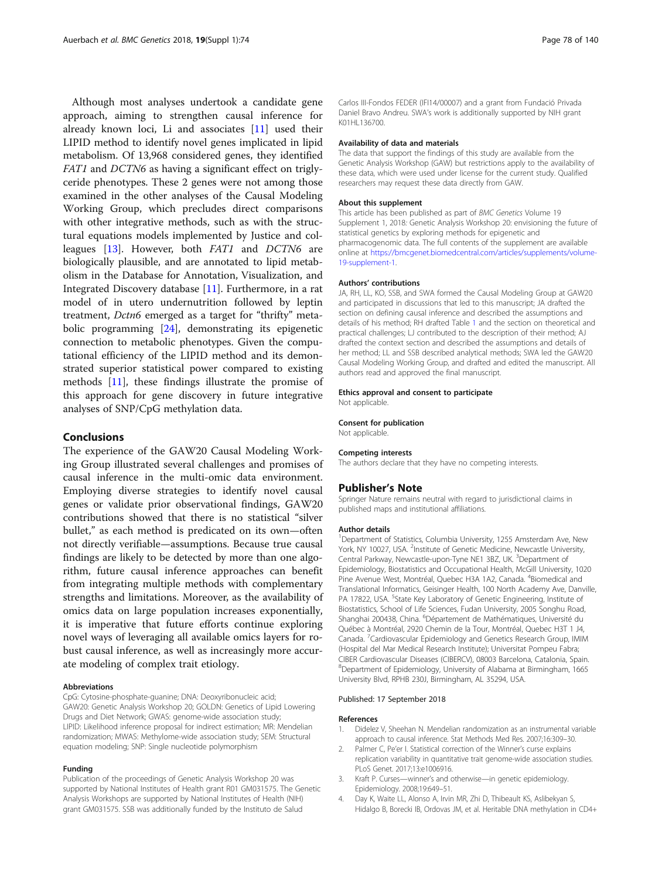Although most analyses undertook a candidate gene approach, aiming to strengthen causal inference for already known loci, Li and associates [11] used their LIPID method to identify novel genes implicated in lipid metabolism. Of 13,968 considered genes, they identified *FAT1* and *DCTN6* as having a significant effect on triglyceride phenotypes. These 2 genes were not among those examined in the other analyses of the Causal Modeling Working Group, which precludes direct comparisons with other integrative methods, such as with the structural equations models implemented by Justice and colleagues [13]. However, both *FAT1* and *DCTN6* are biologically plausible, and are annotated to lipid metabolism in the Database for Annotation, Visualization, and Integrated Discovery database [11]. Furthermore, in a rat model of in utero undernutrition followed by leptin treatment, *Dctn6* emerged as a target for "thrifty" metabolic programming [24], demonstrating its epigenetic connection to metabolic phenotypes. Given the computational efficiency of the LIPID method and its demonstrated superior statistical power compared to existing methods [11], these findings illustrate the promise of this approach for gene discovery in future integrative analyses of SNP/CpG methylation data.

## Conclusions

The experience of the GAW20 Causal Modeling Working Group illustrated several challenges and promises of causal inference in the multi-omic data environment. Employing diverse strategies to identify novel causal genes or validate prior observational findings, GAW20 contributions showed that there is no statistical "silver bullet," as each method is predicated on its own—often not directly verifiable—assumptions. Because true causal findings are likely to be detected by more than one algorithm, future causal inference approaches can benefit from integrating multiple methods with complementary strengths and limitations. Moreover, as the availability of omics data on large population increases exponentially, it is imperative that future efforts continue exploring novel ways of leveraging all available omics layers for robust causal inference, as well as increasingly more accurate modeling of complex trait etiology.

#### Abbreviations

CpG: Cytosine-phosphate-guanine; DNA: Deoxyribonucleic acid; GAW20: Genetic Analysis Workshop 20; GOLDN: Genetics of Lipid Lowering Drugs and Diet Network; GWAS: genome-wide association study; LIPID: Likelihood inference proposal for indirect estimation; MR: Mendelian randomization; MWAS: Methylome-wide association study; SEM: Structural equation modeling; SNP: Single nucleotide polymorphism

#### Funding

Publication of the proceedings of Genetic Analysis Workshop 20 was supported by National Institutes of Health grant R01 GM031575. The Genetic Analysis Workshops are supported by National Institutes of Health (NIH) grant GM031575. SSB was additionally funded by the Instituto de Salud Carlos III-Fondos FEDER (IFI14/00007) and a grant from Fundació Privada Daniel Bravo Andreu. SWA's work is additionally supported by NIH grant K01HL136700.

#### Availability of data and materials

The data that support the findings of this study are available from the Genetic Analysis Workshop (GAW) but restrictions apply to the availability of these data, which were used under license for the current study. Qualified researchers may request these data directly from GAW.

#### About this supplement

This article has been published as part of *BMC Genetics* Volume 19 Supplement 1, 2018: Genetic Analysis Workshop 20: envisioning the future of statistical genetics by exploring methods for epigenetic and pharmacogenomic data. The full contents of the supplement are available online at https://bmcgenet.biomedcentral.com/articles/supplements/volume-19-supplement-1.

#### Authors' contributions

JA, RH, LL, KO, SSB, and SWA formed the Causal Modeling Group at GAW20 and participated in discussions that led to this manuscript; JA drafted the section on defining causal inference and described the assumptions and details of his method; RH drafted Table 1 and the section on theoretical and practical challenges; LJ contributed to the description of their method; AJ drafted the context section and described the assumptions and details of her method; LL and SSB described analytical methods; SWA led the GAW20 Causal Modeling Working Group, and drafted and edited the manuscript. All authors read and approved the final manuscript.

#### Ethics approval and consent to participate

Not applicable.

#### Consent for publication

Not applicable.

#### Competing interests

The authors declare that they have no competing interests.

## Publisher's Note

Springer Nature remains neutral with regard to jurisdictional claims in published maps and institutional affiliations.

#### Author details

[1]Department of Statistics, Columbia University, 1255 Amsterdam Ave, New York, NY 10027, USA. [2]Institute of Genetic Medicine, Newcastle University, Central Parkway, Newcastle-upon-Tyne NE1 3BZ, UK. [3]Department of Epidemiology, Biostatistics and Occupational Health, McGill University, 1020 Pine Avenue West, Montréal, Quebec H3A 1A2, Canada. [4]Biomedical and Translational Informatics, Geisinger Health, 100 North Academy Ave, Danville, PA 17822, USA. [5]State Key Laboratory of Genetic Engineering, Institute of Biostatistics, School of Life Sciences, Fudan University, 2005 Songhu Road, Shanghai 200438, China. [6]Département de Mathématiques, Université du Québec à Montréal, 2920 Chemin de la Tour, Montréal, Quebec H3T 1 J4, Canada. [7]Cardiovascular Epidemiology and Genetics Research Group, IMIM (Hospital del Mar Medical Research Institute); Universitat Pompeu Fabra; CIBER Cardiovascular Diseases (CIBERCV), 08003 Barcelona, Catalonia, Spain. [8]Department of Epidemiology, University of Alabama at Birmingham, 1665 University Blvd, RPHB 230J, Birmingham, AL 35294, USA.

Published: 17 September 2018

#### References

1. Didelez V, Sheehan N. Mendelian randomization as an instrumental variable approach to causal inference. Stat Methods Med Res. 2007;16:309–30.
2. Palmer C, Pe'er I. Statistical correction of the Winner's curse explains replication variability in quantitative trait genome-wide association studies. PLoS Genet. 2017;13:e1006916.
3. Kraft P. Curses—winner's and otherwise—in genetic epidemiology. Epidemiology. 2008;19:649–51.
4. Day K, Waite LL, Alonso A, Irvin MR, Zhi D, Thibeault KS, Aslibekyan S, Hidalgo B, Borecki IB, Ordovas JM, et al. Heritable DNA methylation in CD4+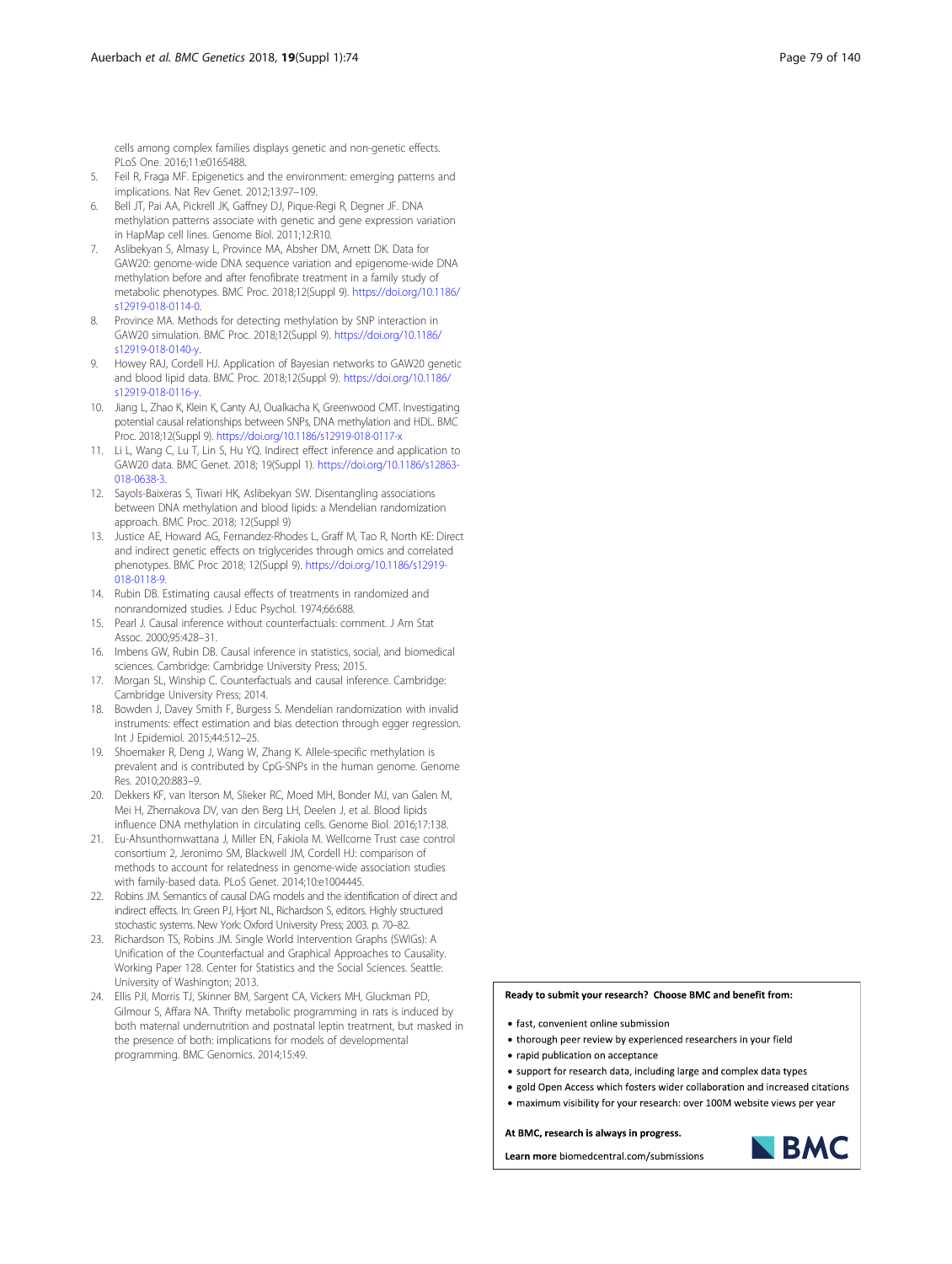cells among complex families displays genetic and non-genetic effects. PLoS One. 2016;11:e0165488.

5. Feil R, Fraga MF. Epigenetics and the environment: emerging patterns and implications. Nat Rev Genet. 2012;13:97–109.
6. Bell JT, Pai AA, Pickrell JK, Gaffney DJ, Pique-Regi R, Degner JF. DNA methylation patterns associate with genetic and gene expression variation in HapMap cell lines. Genome Biol. 2011;12:R10.
7. Aslibekyan S, Almasy L, Province MA, Absher DM, Arnett DK. Data for GAW20: genome-wide DNA sequence variation and epigenome-wide DNA methylation before and after fenofibrate treatment in a family study of metabolic phenotypes. BMC Proc. 2018;12(Suppl 9). https://doi.org/10.1186/s12919-018-0114-0.
8. Province MA. Methods for detecting methylation by SNP interaction in GAW20 simulation. BMC Proc. 2018;12(Suppl 9). https://doi.org/10.1186/s12919-018-0140-y.
9. Howey RAJ, Cordell HJ. Application of Bayesian networks to GAW20 genetic and blood lipid data. BMC Proc. 2018;12(Suppl 9). https://doi.org/10.1186/s12919-018-0116-y.
10. Jiang L, Zhao K, Klein K, Canty AJ, Oualkacha K, Greenwood CMT. Investigating potential causal relationships between SNPs, DNA methylation and HDL. BMC Proc. 2018;12(Suppl 9). https://doi.org/10.1186/s12919-018-0117-x
11. Li L, Wang C, Lu T, Lin S, Hu YQ. Indirect effect inference and application to GAW20 data. BMC Genet. 2018; 19(Suppl 1). https://doi.org/10.1186/s12863-018-0638-3.
12. Sayols-Baixeras S, Tiwari HK, Aslibekyan SW. Disentangling associations between DNA methylation and blood lipids: a Mendelian randomization approach. BMC Proc. 2018; 12(Suppl 9)
13. Justice AE, Howard AG, Fernandez-Rhodes L, Graff M, Tao R, North KE: Direct and indirect genetic effects on triglycerides through omics and correlated phenotypes. BMC Proc 2018; 12(Suppl 9). https://doi.org/10.1186/s12919-018-0118-9.
14. Rubin DB. Estimating causal effects of treatments in randomized and nonrandomized studies. J Educ Psychol. 1974;66:688.
15. Pearl J. Causal inference without counterfactuals: comment. J Am Stat Assoc. 2000;95:428–31.
16. Imbens GW, Rubin DB. Causal inference in statistics, social, and biomedical sciences. Cambridge: Cambridge University Press; 2015.
17. Morgan SL, Winship C. Counterfactuals and causal inference. Cambridge: Cambridge University Press; 2014.
18. Bowden J, Davey Smith F, Burgess S. Mendelian randomization with invalid instruments: effect estimation and bias detection through egger regression. Int J Epidemiol. 2015;44:512–25.
19. Shoemaker R, Deng J, Wang W, Zhang K. Allele-specific methylation is prevalent and is contributed by CpG-SNPs in the human genome. Genome Res. 2010;20:883–9.
20. Dekkers KF, van Iterson M, Slieker RC, Moed MH, Bonder MJ, van Galen M, Mei H, Zhernakova DV, van den Berg LH, Deelen J, et al. Blood lipids influence DNA methylation in circulating cells. Genome Biol. 2016;17:138.
21. Eu-Ahsunthornwattana J, Miller EN, Fakiola M. Wellcome Trust case control consortium 2, Jeronimo SM, Blackwell JM, Cordell HJ: comparison of methods to account for relatedness in genome-wide association studies with family-based data. PLoS Genet. 2014;10:e1004445.
22. Robins JM. Semantics of causal DAG models and the identification of direct and indirect effects. In: Green PJ, Hjort NL, Richardson S, editors. Highly structured stochastic systems. New York: Oxford University Press; 2003. p. 70–82.
23. Richardson TS, Robins JM. Single World Intervention Graphs (SWIGs): A Unification of the Counterfactual and Graphical Approaches to Causality. Working Paper 128. Center for Statistics and the Social Sciences. Seattle: University of Washington; 2013.
24. Ellis PJI, Morris TJ, Skinner BM, Sargent CA, Vickers MH, Gluckman PD, Gilmour S, Affara NA. Thrifty metabolic programming in rats is induced by both maternal undernutrition and postnatal leptin treatment, but masked in the presence of both: implications for models of developmental programming. BMC Genomics. 2014;15:49.

**Ready to submit your research? Choose BMC and benefit from:**

- fast, convenient online submission
- thorough peer review by experienced researchers in your field
- rapid publication on acceptance
- support for research data, including large and complex data types
- gold Open Access which fosters wider collaboration and increased citations
- maximum visibility for your research: over 100M website views per year

**At BMC, research is always in progress.**

**Learn more** biomedcentral.com/submissions

BMC